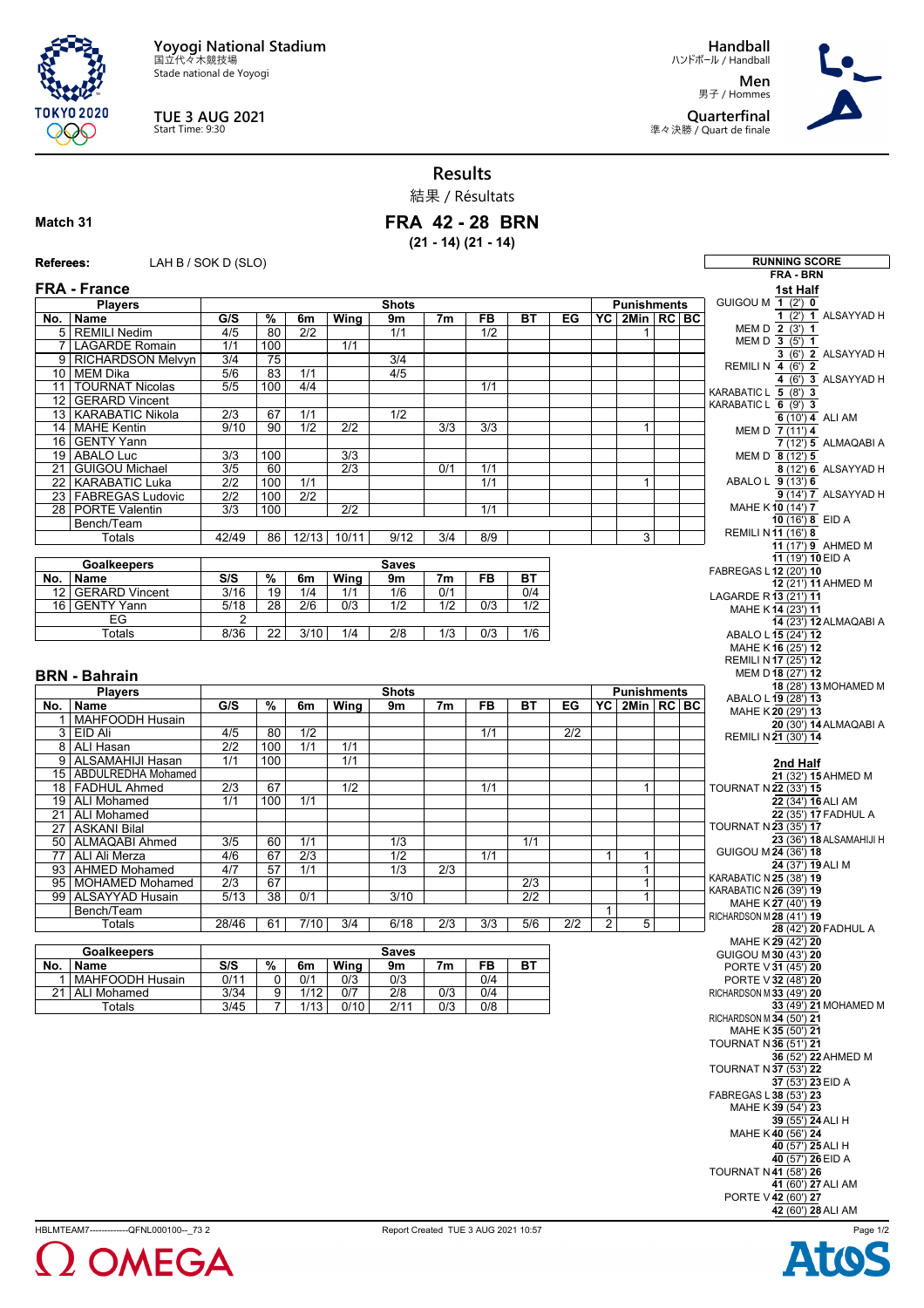Yoyogi National Stadium
国立代々木競技場
Stade national de Yoyogi

TUE 3 AUG 2021
Start Time: 9:30

Handball
ハンドボール / Handball

Men
男子 / Hommes

Quarterfinal
準々決勝 / Quart de finale

# Results
結果 / Résultats

**Match 31**

## FRA 42 - 28 BRN
**(21 - 14) (21 - 14)**

**Referees:** LAH B / SOK D (SLO)

## FRA - France

| No. | Name | G/S | % | 6m | Wing | 9m | 7m | FB | BT | EG | YC | 2Min | RC | BC |
|---|---|---|---|---|---|---|---|---|---|---|---|---|---|---|
| 5 | REMILI Nedim | 4/5 | 80 | 2/2 | | 1/1 | | 1/2 | | | | 1 | | |
| 7 | LAGARDE Romain | 1/1 | 100 | | 1/1 | | | | | | | | | |
| 9 | RICHARDSON Melvyn | 3/4 | 75 | | | 3/4 | | | | | | | | |
| 10 | MEM Dika | 5/6 | 83 | 1/1 | | 4/5 | | | | | | | | |
| 11 | TOURNAT Nicolas | 5/5 | 100 | 4/4 | | | | 1/1 | | | | | | |
| 12 | GERARD Vincent | | | | | | | | | | | | | |
| 13 | KARABATIC Nikola | 2/3 | 67 | 1/1 | | 1/2 | | | | | | | | |
| 14 | MAHE Kentin | 9/10 | 90 | 1/2 | 2/2 | | 3/3 | 3/3 | | | | 1 | | |
| 16 | GENTY Yann | | | | | | | | | | | | | |
| 19 | ABALO Luc | 3/3 | 100 | | 3/3 | | | | | | | | | |
| 21 | GUIGOU Michael | 3/5 | 60 | | 2/3 | | 0/1 | 1/1 | | | | | | |
| 22 | KARABATIC Luka | 2/2 | 100 | 1/1 | | | | 1/1 | | | | 1 | | |
| 23 | FABREGAS Ludovic | 2/2 | 100 | 2/2 | | | | | | | | | | |
| 28 | PORTE Valentin | 3/3 | 100 | | 2/2 | | | 1/1 | | | | | | |
| | Bench/Team | | | | | | | | | | | | | |
| | Totals | 42/49 | 86 | 12/13 | 10/11 | 9/12 | 3/4 | 8/9 | | | | 3 | | |

| No. | Goalkeepers | S/S | % | 6m | Wing | 9m | 7m | FB | BT |
|---|---|---|---|---|---|---|---|---|---|
| 12 | GERARD Vincent | 3/16 | 19 | 1/4 | 1/1 | 1/6 | 0/1 | | 0/4 |
| 16 | GENTY Yann | 5/18 | 28 | 2/6 | 0/3 | 1/2 | 1/2 | 0/3 | 1/2 |
| | EG | 2 | | | | | | | |
| | Totals | 8/36 | 22 | 3/10 | 1/4 | 2/8 | 1/3 | 0/3 | 1/6 |

## BRN - Bahrain

| No. | Name | G/S | % | 6m | Wing | 9m | 7m | FB | BT | EG | YC | 2Min | RC | BC |
|---|---|---|---|---|---|---|---|---|---|---|---|---|---|---|
| 1 | MAHFOODH Husain | | | | | | | | | | | | | |
| 3 | EID Ali | 4/5 | 80 | 1/2 | | | | 1/1 | | 2/2 | | | | |
| 8 | ALI Hasan | 2/2 | 100 | 1/1 | 1/1 | | | | | | | | | |
| 9 | ALSAMAHIJI Hasan | 1/1 | 100 | | 1/1 | | | | | | | | | |
| 15 | ABDULREDHA Mohamed | | | | | | | | | | | | | |
| 18 | FADHUL Ahmed | 2/3 | 67 | | 1/2 | | | 1/1 | | | | 1 | | |
| 19 | ALI Mohamed | 1/1 | 100 | 1/1 | | | | | | | | | | |
| 21 | ALI Mohamed | | | | | | | | | | | | | |
| 27 | ASKANI Bilal | | | | | | | | | | | | | |
| 50 | ALMAQABI Ahmed | 3/5 | 60 | 1/1 | | 1/3 | | | 1/1 | | | | | |
| 77 | ALI Ali Merza | 4/6 | 67 | 2/3 | | 1/2 | | 1/1 | | | 1 | 1 | | |
| 93 | AHMED Mohamed | 4/7 | 57 | 1/1 | | 1/3 | 2/3 | | | | | 1 | | |
| 95 | MOHAMED Mohamed | 2/3 | 67 | | | | | | 2/3 | | | 1 | | |
| 99 | ALSAYYAD Husain | 5/13 | 38 | 0/1 | | 3/10 | | | 2/2 | | | 1 | | |
| | Bench/Team | | | | | | | | | | 1 | | | |
| | Totals | 28/46 | 61 | 7/10 | 3/4 | 6/18 | 2/3 | 3/3 | 5/6 | 2/2 | 2 | 5 | | |

| No. | Goalkeepers | S/S | % | 6m | Wing | 9m | 7m | FB | BT |
|---|---|---|---|---|---|---|---|---|---|
| 1 | MAHFOODH Husain | 0/11 | 0 | 0/1 | 0/3 | 0/3 | | 0/4 | |
| 21 | ALI Mohamed | 3/34 | 9 | 1/12 | 0/7 | 2/8 | 0/3 | 0/4 | |
| | Totals | 3/45 | 7 | 1/13 | 0/10 | 2/11 | 0/3 | 0/8 | |

## RUNNING SCORE
**FRA - BRN**

**1st Half**

| FRA | Score (Time) | BRN |
|---|---|---|
| GUIGOU M | 1 (2') 0 | |
| | 1 (2') 1 | ALSAYYAD H |
| MEM D | 2 (3') 1 | |
| MEM D | 3 (5') 1 | |
| | 3 (6') 2 | ALSAYYAD H |
| REMILI N | 4 (6') 2 | |
| | 4 (6') 3 | ALSAYYAD H |
| KARABATIC L | 5 (8') 3 | |
| KARABATIC L | 6 (9') 3 | |
| | 6 (10') 4 | ALI AM |
| MEM D | 7 (11') 4 | |
| | 7 (12') 5 | ALMAQABI A |
| MEM D | 8 (12') 5 | |
| | 8 (12') 6 | ALSAYYAD H |
| ABALO L | 9 (13') 6 | |
| | 9 (14') 7 | ALSAYYAD H |
| MAHE K | 10 (14') 7 | |
| | 10 (16') 8 | EID A |
| REMILI N | 11 (16') 8 | |
| | 11 (17') 9 | AHMED M |
| | 11 (19') 10 | EID A |
| FABREGAS L | 12 (20') 10 | |
| | 12 (21') 11 | AHMED M |
| LAGARDE R | 13 (21') 11 | |
| MAHE K | 14 (23') 11 | |
| | 14 (23') 12 | ALMAQABI A |
| ABALO L | 15 (24') 12 | |
| MAHE K | 16 (25') 12 | |
| REMILI N | 17 (25') 12 | |
| MEM D | 18 (27') 12 | |
| | 18 (28') 13 | MOHAMED M |
| ABALO L | 19 (28') 13 | |
| MAHE K | 20 (29') 13 | |
| | 20 (30') 14 | ALMAQABI A |
| REMILI N | 21 (30') 14 | |

**2nd Half**

| FRA | Score (Time) | BRN |
|---|---|---|
| | 21 (32') 15 | AHMED M |
| TOURNAT N | 22 (33') 15 | |
| | 22 (34') 16 | ALI AM |
| | 22 (35') 17 | FADHUL A |
| TOURNAT N | 23 (35') 17 | |
| | 23 (36') 18 | ALSAMAHIJI H |
| GUIGOU M | 24 (36') 18 | |
| | 24 (37') 19 | ALI M |
| KARABATIC N | 25 (38') 19 | |
| KARABATIC N | 26 (39') 19 | |
| MAHE K | 27 (40') 19 | |
| RICHARDSON M | 28 (41') 19 | |
| | 28 (42') 20 | FADHUL A |
| MAHE K | 29 (42') 20 | |
| GUIGOU M | 30 (43') 20 | |
| PORTE V | 31 (45') 20 | |
| PORTE V | 32 (48') 20 | |
| RICHARDSON M | 33 (49') 20 | |
| | 33 (49') 21 | MOHAMED M |
| RICHARDSON M | 34 (50') 21 | |
| MAHE K | 35 (50') 21 | |
| TOURNAT N | 36 (51') 21 | |
| | 36 (52') 22 | AHMED M |
| TOURNAT N | 37 (53') 22 | |
| | 37 (53') 23 | EID A |
| FABREGAS L | 38 (53') 23 | |
| MAHE K | 39 (54') 23 | |
| | 39 (55') 24 | ALI H |
| MAHE K | 40 (56') 24 | |
| | 40 (57') 25 | ALI H |
| | 40 (57') 26 | EID A |
| TOURNAT N | 41 (58') 26 | |
| | 41 (60') 27 | ALI AM |
| PORTE V | 42 (60') 27 | |
| | 42 (60') 28 | ALI AM |

HBLMTEAM7-------------QFNL000100--_73 2 Report Created TUE 3 AUG 2021 10:57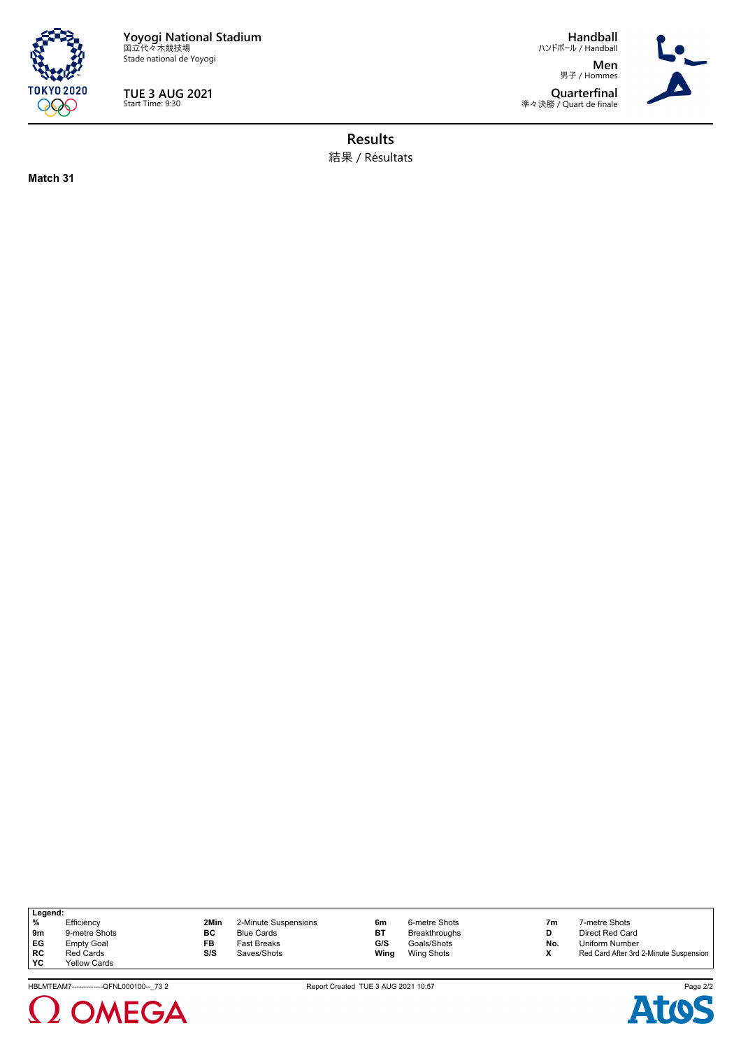Yoyogi National Stadium
国立代々木競技場
Stade national de Yoyogi

TUE 3 AUG 2021
Start Time: 9:30

Handball
ハンドボール / Handball

Men
男子 / Hommes

Quarterfinal
準々決勝 / Quart de finale

# Results

結果 / Résultats

**Match 31**

**Legend:**

| | | | | | | | |
|---|---|---|---|---|---|---|---|
| **%** | Efficiency | **2Min** | 2-Minute Suspensions | **6m** | 6-metre Shots | **7m** | 7-metre Shots |
| **9m** | 9-metre Shots | **BC** | Blue Cards | **BT** | Breakthroughs | **D** | Direct Red Card |
| **EG** | Empty Goal | **FB** | Fast Breaks | **G/S** | Goals/Shots | **No.** | Uniform Number |
| **RC** | Red Cards | **S/S** | Saves/Shots | **Wing** | Wing Shots | **X** | Red Card After 3rd 2-Minute Suspension |
| **YC** | Yellow Cards | | | | | | |

HBLMTEAM7--------------QFNL000100--_73 2

Report Created TUE 3 AUG 2021 10:57